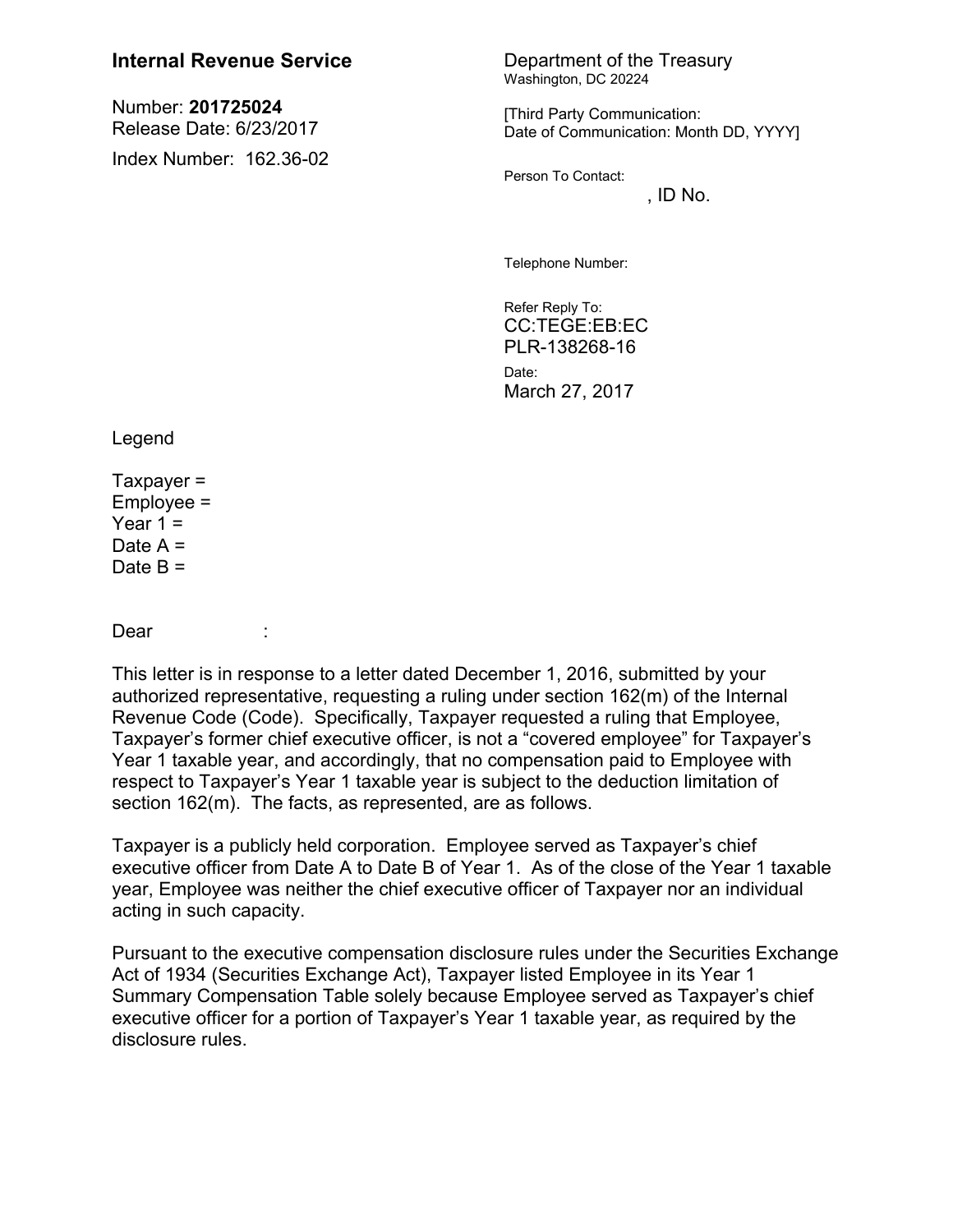**Internal Revenue Service**

Number: **201725024**
Release Date: 6/23/2017

Index Number: 162.36-02

Department of the Treasury
Washington, DC 20224

[Third Party Communication:
Date of Communication: Month DD, YYYY]

Person To Contact:
, ID No.

Telephone Number:

Refer Reply To:
CC:TEGE:EB:EC
PLR-138268-16

Date:
March 27, 2017

Legend

Taxpayer =
Employee =
Year 1 =
Date A =
Date B =

Dear :

This letter is in response to a letter dated December 1, 2016, submitted by your authorized representative, requesting a ruling under section 162(m) of the Internal Revenue Code (Code). Specifically, Taxpayer requested a ruling that Employee, Taxpayer's former chief executive officer, is not a "covered employee" for Taxpayer's Year 1 taxable year, and accordingly, that no compensation paid to Employee with respect to Taxpayer's Year 1 taxable year is subject to the deduction limitation of section 162(m). The facts, as represented, are as follows.

Taxpayer is a publicly held corporation. Employee served as Taxpayer's chief executive officer from Date A to Date B of Year 1. As of the close of the Year 1 taxable year, Employee was neither the chief executive officer of Taxpayer nor an individual acting in such capacity.

Pursuant to the executive compensation disclosure rules under the Securities Exchange Act of 1934 (Securities Exchange Act), Taxpayer listed Employee in its Year 1 Summary Compensation Table solely because Employee served as Taxpayer's chief executive officer for a portion of Taxpayer's Year 1 taxable year, as required by the disclosure rules.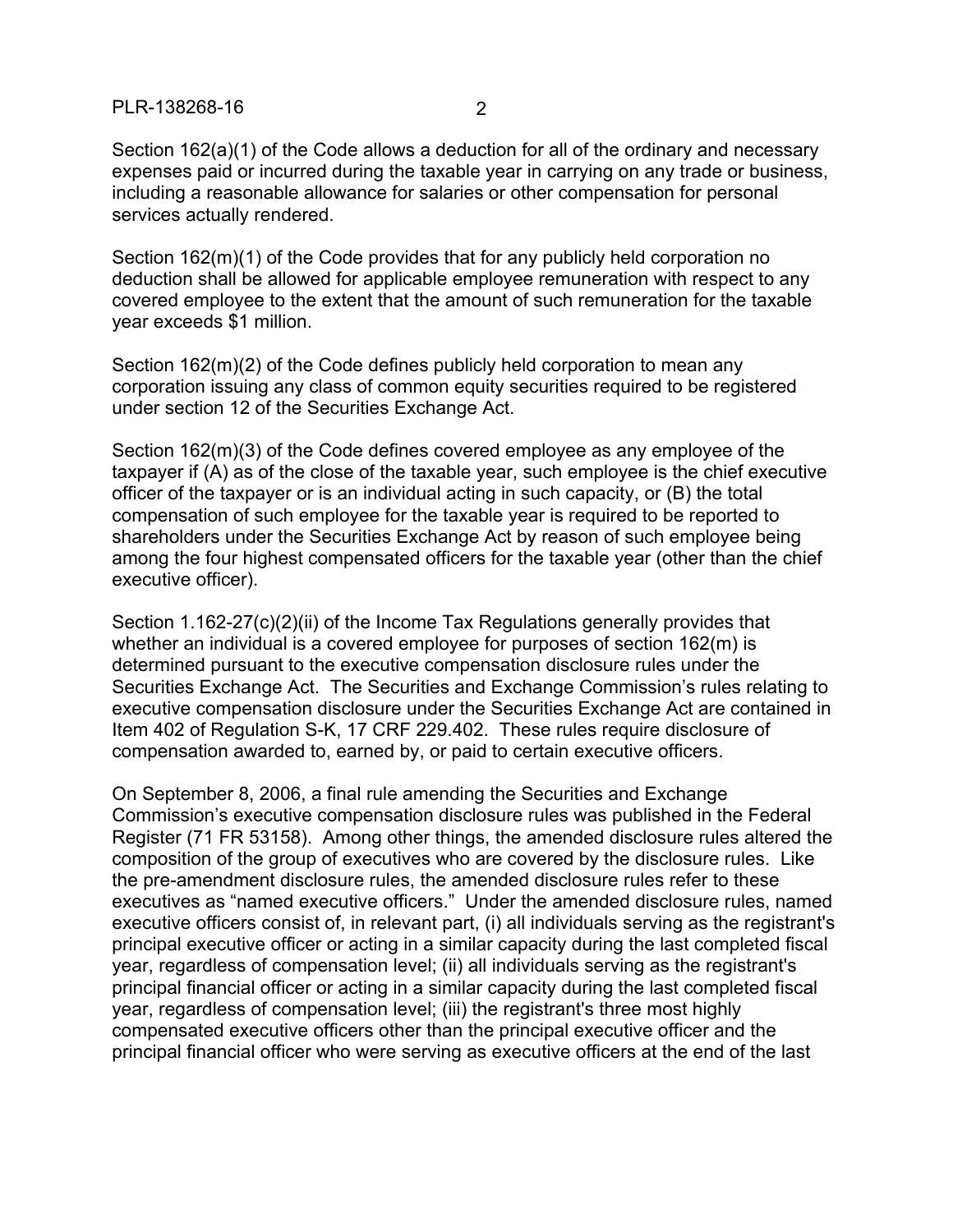Section 162(a)(1) of the Code allows a deduction for all of the ordinary and necessary expenses paid or incurred during the taxable year in carrying on any trade or business, including a reasonable allowance for salaries or other compensation for personal services actually rendered.

Section 162(m)(1) of the Code provides that for any publicly held corporation no deduction shall be allowed for applicable employee remuneration with respect to any covered employee to the extent that the amount of such remuneration for the taxable year exceeds $1 million.

Section 162(m)(2) of the Code defines publicly held corporation to mean any corporation issuing any class of common equity securities required to be registered under section 12 of the Securities Exchange Act.

Section 162(m)(3) of the Code defines covered employee as any employee of the taxpayer if (A) as of the close of the taxable year, such employee is the chief executive officer of the taxpayer or is an individual acting in such capacity, or (B) the total compensation of such employee for the taxable year is required to be reported to shareholders under the Securities Exchange Act by reason of such employee being among the four highest compensated officers for the taxable year (other than the chief executive officer).

Section 1.162-27(c)(2)(ii) of the Income Tax Regulations generally provides that whether an individual is a covered employee for purposes of section 162(m) is determined pursuant to the executive compensation disclosure rules under the Securities Exchange Act. The Securities and Exchange Commission's rules relating to executive compensation disclosure under the Securities Exchange Act are contained in Item 402 of Regulation S-K, 17 CRF 229.402. These rules require disclosure of compensation awarded to, earned by, or paid to certain executive officers.

On September 8, 2006, a final rule amending the Securities and Exchange Commission's executive compensation disclosure rules was published in the Federal Register (71 FR 53158). Among other things, the amended disclosure rules altered the composition of the group of executives who are covered by the disclosure rules. Like the pre-amendment disclosure rules, the amended disclosure rules refer to these executives as "named executive officers." Under the amended disclosure rules, named executive officers consist of, in relevant part, (i) all individuals serving as the registrant's principal executive officer or acting in a similar capacity during the last completed fiscal year, regardless of compensation level; (ii) all individuals serving as the registrant's principal financial officer or acting in a similar capacity during the last completed fiscal year, regardless of compensation level; (iii) the registrant's three most highly compensated executive officers other than the principal executive officer and the principal financial officer who were serving as executive officers at the end of the last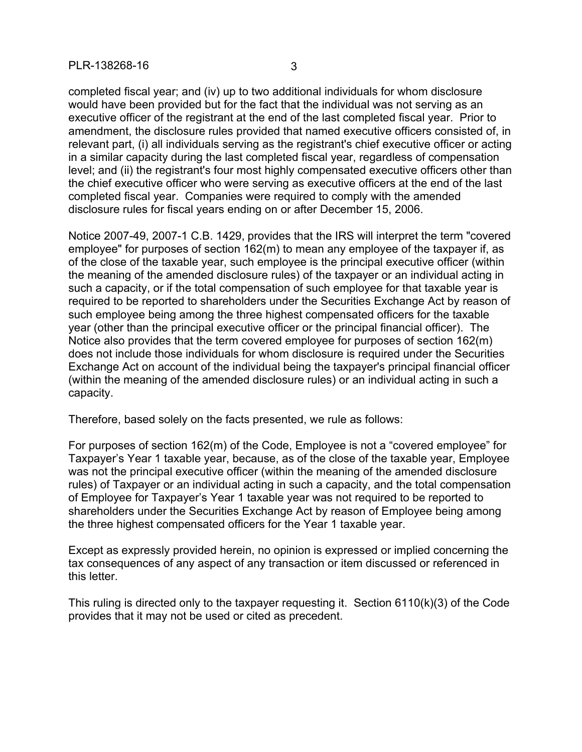completed fiscal year; and (iv) up to two additional individuals for whom disclosure would have been provided but for the fact that the individual was not serving as an executive officer of the registrant at the end of the last completed fiscal year. Prior to amendment, the disclosure rules provided that named executive officers consisted of, in relevant part, (i) all individuals serving as the registrant's chief executive officer or acting in a similar capacity during the last completed fiscal year, regardless of compensation level; and (ii) the registrant's four most highly compensated executive officers other than the chief executive officer who were serving as executive officers at the end of the last completed fiscal year. Companies were required to comply with the amended disclosure rules for fiscal years ending on or after December 15, 2006.

Notice 2007-49, 2007-1 C.B. 1429, provides that the IRS will interpret the term "covered employee" for purposes of section 162(m) to mean any employee of the taxpayer if, as of the close of the taxable year, such employee is the principal executive officer (within the meaning of the amended disclosure rules) of the taxpayer or an individual acting in such a capacity, or if the total compensation of such employee for that taxable year is required to be reported to shareholders under the Securities Exchange Act by reason of such employee being among the three highest compensated officers for the taxable year (other than the principal executive officer or the principal financial officer). The Notice also provides that the term covered employee for purposes of section 162(m) does not include those individuals for whom disclosure is required under the Securities Exchange Act on account of the individual being the taxpayer's principal financial officer (within the meaning of the amended disclosure rules) or an individual acting in such a capacity.

Therefore, based solely on the facts presented, we rule as follows:

For purposes of section 162(m) of the Code, Employee is not a "covered employee" for Taxpayer's Year 1 taxable year, because, as of the close of the taxable year, Employee was not the principal executive officer (within the meaning of the amended disclosure rules) of Taxpayer or an individual acting in such a capacity, and the total compensation of Employee for Taxpayer's Year 1 taxable year was not required to be reported to shareholders under the Securities Exchange Act by reason of Employee being among the three highest compensated officers for the Year 1 taxable year.

Except as expressly provided herein, no opinion is expressed or implied concerning the tax consequences of any aspect of any transaction or item discussed or referenced in this letter.

This ruling is directed only to the taxpayer requesting it. Section 6110(k)(3) of the Code provides that it may not be used or cited as precedent.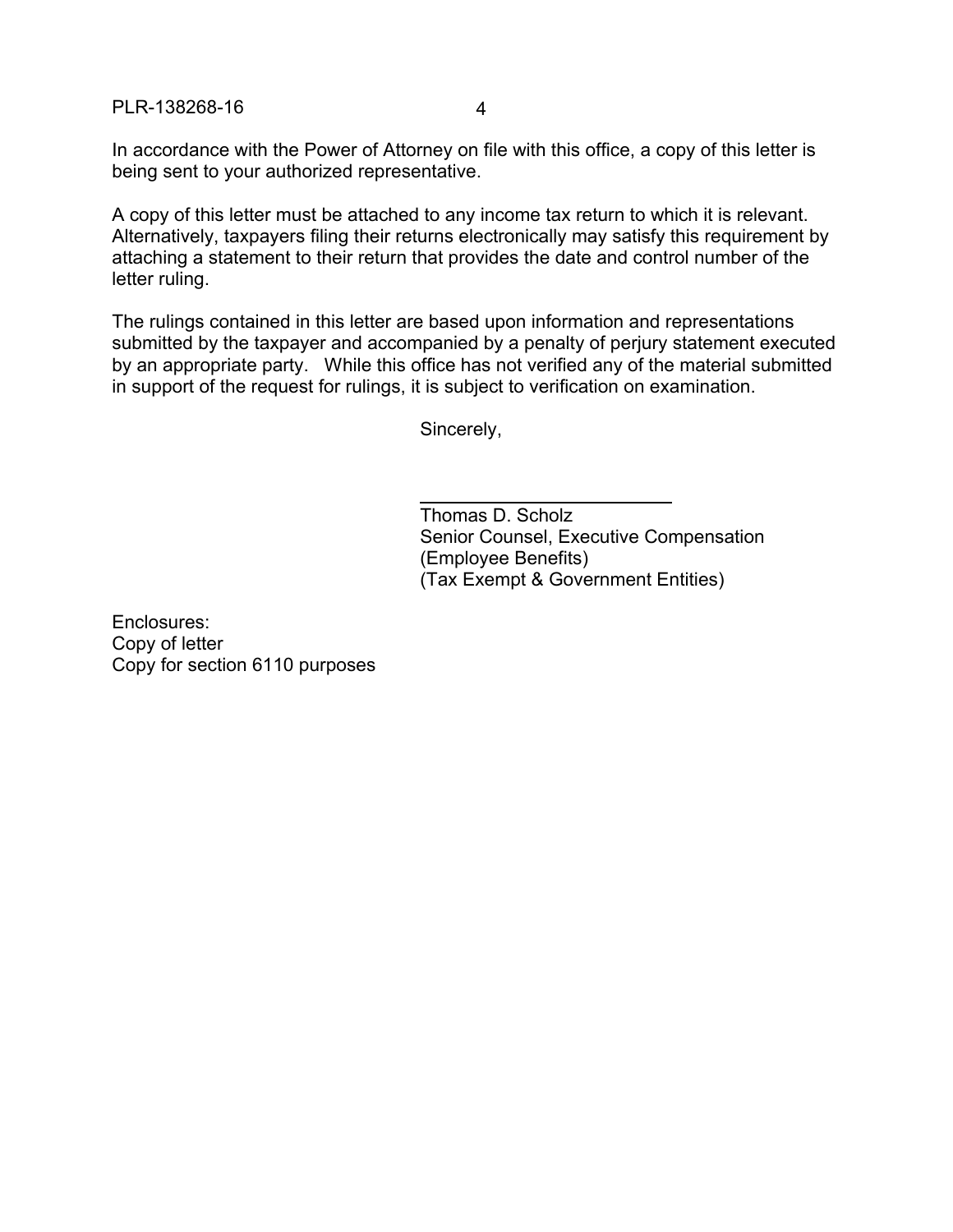In accordance with the Power of Attorney on file with this office, a copy of this letter is being sent to your authorized representative.

A copy of this letter must be attached to any income tax return to which it is relevant. Alternatively, taxpayers filing their returns electronically may satisfy this requirement by attaching a statement to their return that provides the date and control number of the letter ruling.

The rulings contained in this letter are based upon information and representations submitted by the taxpayer and accompanied by a penalty of perjury statement executed by an appropriate party. While this office has not verified any of the material submitted in support of the request for rulings, it is subject to verification on examination.

Sincerely,

Thomas D. Scholz
Senior Counsel, Executive Compensation
(Employee Benefits)
(Tax Exempt & Government Entities)

Enclosures:
Copy of letter
Copy for section 6110 purposes